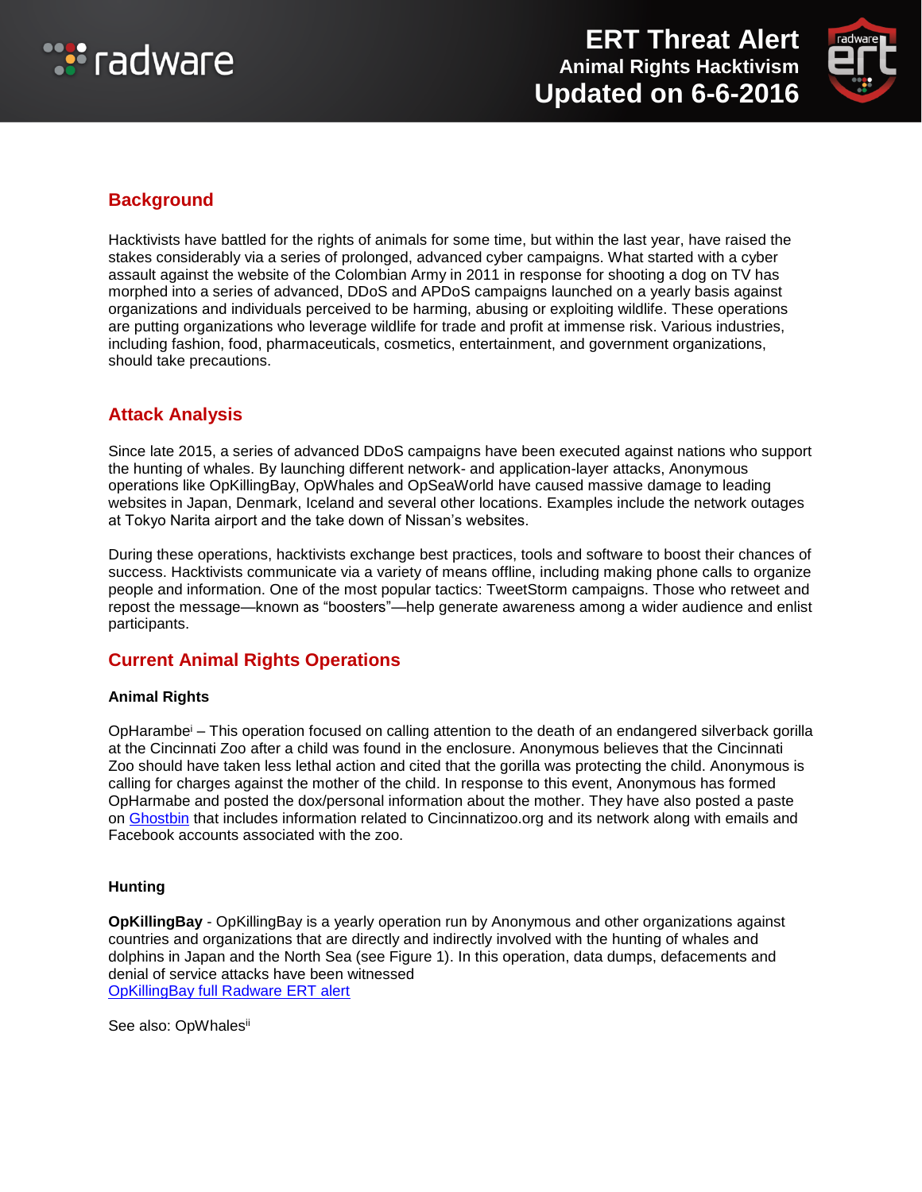# ERT Threat Alert
## Animal Rights Hacktivism
## Updated on 6-6-2016

## Background

Hacktivists have battled for the rights of animals for some time, but within the last year, have raised the stakes considerably via a series of prolonged, advanced cyber campaigns. What started with a cyber assault against the website of the Colombian Army in 2011 in response for shooting a dog on TV has morphed into a series of advanced, DDoS and APDoS campaigns launched on a yearly basis against organizations and individuals perceived to be harming, abusing or exploiting wildlife. These operations are putting organizations who leverage wildlife for trade and profit at immense risk. Various industries, including fashion, food, pharmaceuticals, cosmetics, entertainment, and government organizations, should take precautions.

## Attack Analysis

Since late 2015, a series of advanced DDoS campaigns have been executed against nations who support the hunting of whales. By launching different network- and application-layer attacks, Anonymous operations like OpKillingBay, OpWhales and OpSeaWorld have caused massive damage to leading websites in Japan, Denmark, Iceland and several other locations. Examples include the network outages at Tokyo Narita airport and the take down of Nissan's websites.

During these operations, hacktivists exchange best practices, tools and software to boost their chances of success. Hacktivists communicate via a variety of means offline, including making phone calls to organize people and information. One of the most popular tactics: TweetStorm campaigns. Those who retweet and repost the message—known as "boosters"—help generate awareness among a wider audience and enlist participants.

## Current Animal Rights Operations

### Animal Rights

OpHarambe[i] – This operation focused on calling attention to the death of an endangered silverback gorilla at the Cincinnati Zoo after a child was found in the enclosure. Anonymous believes that the Cincinnati Zoo should have taken less lethal action and cited that the gorilla was protecting the child. Anonymous is calling for charges against the mother of the child. In response to this event, Anonymous has formed OpHarmabe and posted the dox/personal information about the mother. They have also posted a paste on Ghostbin that includes information related to Cincinnatizoo.org and its network along with emails and Facebook accounts associated with the zoo.

### Hunting

**OpKillingBay** - OpKillingBay is a yearly operation run by Anonymous and other organizations against countries and organizations that are directly and indirectly involved with the hunting of whales and dolphins in Japan and the North Sea (see Figure 1). In this operation, data dumps, defacements and denial of service attacks have been witnessed
OpKillingBay full Radware ERT alert

See also: OpWhales[ii]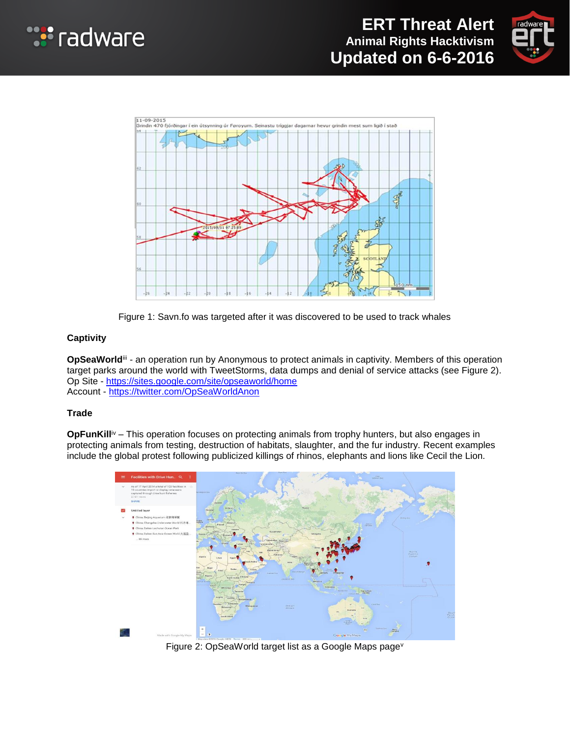Figure 1: Savn.fo was targeted after it was discovered to be used to track whales

**Captivity**

**OpSeaWorld**[iii] - an operation run by Anonymous to protect animals in captivity. Members of this operation target parks around the world with TweetStorms, data dumps and denial of service attacks (see Figure 2).
Op Site - https://sites.google.com/site/opseaworld/home
Account - https://twitter.com/OpSeaWorldAnon

**Trade**

**OpFunKill**[iv] – This operation focuses on protecting animals from trophy hunters, but also engages in protecting animals from testing, destruction of habitats, slaughter, and the fur industry. Recent examples include the global protest following publicized killings of rhinos, elephants and lions like Cecil the Lion.

Figure 2: OpSeaWorld target list as a Google Maps page[v]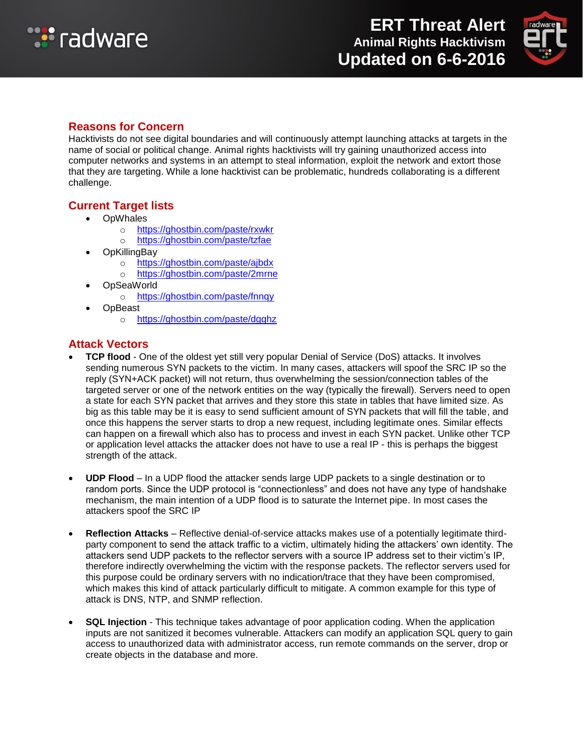## Reasons for Concern

Hacktivists do not see digital boundaries and will continuously attempt launching attacks at targets in the name of social or political change. Animal rights hacktivists will try gaining unauthorized access into computer networks and systems in an attempt to steal information, exploit the network and extort those that they are targeting. While a lone hacktivist can be problematic, hundreds collaborating is a different challenge.

## Current Target lists

- OpWhales
  - https://ghostbin.com/paste/rxwkr
  - https://ghostbin.com/paste/tzfae
- OpKillingBay
  - https://ghostbin.com/paste/ajbdx
  - https://ghostbin.com/paste/2mrne
- OpSeaWorld
  - https://ghostbin.com/paste/fnnqy
- OpBeast
  - https://ghostbin.com/paste/dgqhz

## Attack Vectors

- **TCP flood** - One of the oldest yet still very popular Denial of Service (DoS) attacks. It involves sending numerous SYN packets to the victim. In many cases, attackers will spoof the SRC IP so the reply (SYN+ACK packet) will not return, thus overwhelming the session/connection tables of the targeted server or one of the network entities on the way (typically the firewall). Servers need to open a state for each SYN packet that arrives and they store this state in tables that have limited size. As big as this table may be it is easy to send sufficient amount of SYN packets that will fill the table, and once this happens the server starts to drop a new request, including legitimate ones. Similar effects can happen on a firewall which also has to process and invest in each SYN packet. Unlike other TCP or application level attacks the attacker does not have to use a real IP - this is perhaps the biggest strength of the attack.

- **UDP Flood** – In a UDP flood the attacker sends large UDP packets to a single destination or to random ports. Since the UDP protocol is "connectionless" and does not have any type of handshake mechanism, the main intention of a UDP flood is to saturate the Internet pipe. In most cases the attackers spoof the SRC IP

- **Reflection Attacks** – Reflective denial-of-service attacks makes use of a potentially legitimate third-party component to send the attack traffic to a victim, ultimately hiding the attackers' own identity. The attackers send UDP packets to the reflector servers with a source IP address set to their victim's IP, therefore indirectly overwhelming the victim with the response packets. The reflector servers used for this purpose could be ordinary servers with no indication/trace that they have been compromised, which makes this kind of attack particularly difficult to mitigate. A common example for this type of attack is DNS, NTP, and SNMP reflection.

- **SQL Injection** - This technique takes advantage of poor application coding. When the application inputs are not sanitized it becomes vulnerable. Attackers can modify an application SQL query to gain access to unauthorized data with administrator access, run remote commands on the server, drop or create objects in the database and more.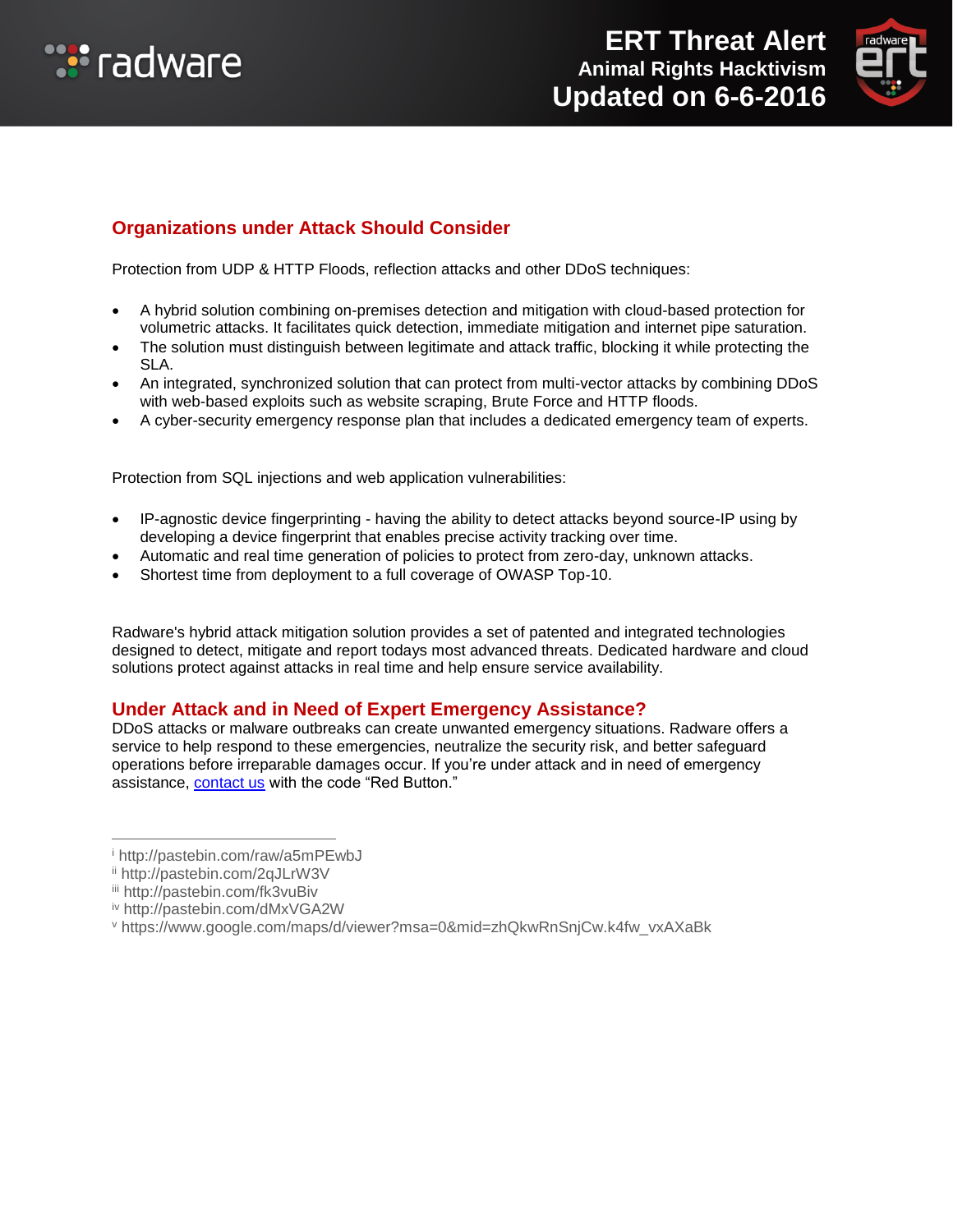## Organizations under Attack Should Consider

Protection from UDP & HTTP Floods, reflection attacks and other DDoS techniques:

- A hybrid solution combining on-premises detection and mitigation with cloud-based protection for volumetric attacks. It facilitates quick detection, immediate mitigation and internet pipe saturation.
- The solution must distinguish between legitimate and attack traffic, blocking it while protecting the SLA.
- An integrated, synchronized solution that can protect from multi-vector attacks by combining DDoS with web-based exploits such as website scraping, Brute Force and HTTP floods.
- A cyber-security emergency response plan that includes a dedicated emergency team of experts.

Protection from SQL injections and web application vulnerabilities:

- IP-agnostic device fingerprinting - having the ability to detect attacks beyond source-IP using by developing a device fingerprint that enables precise activity tracking over time.
- Automatic and real time generation of policies to protect from zero-day, unknown attacks.
- Shortest time from deployment to a full coverage of OWASP Top-10.

Radware's hybrid attack mitigation solution provides a set of patented and integrated technologies designed to detect, mitigate and report todays most advanced threats. Dedicated hardware and cloud solutions protect against attacks in real time and help ensure service availability.

## Under Attack and in Need of Expert Emergency Assistance?

DDoS attacks or malware outbreaks can create unwanted emergency situations. Radware offers a service to help respond to these emergencies, neutralize the security risk, and better safeguard operations before irreparable damages occur. If you're under attack and in need of emergency assistance, contact us with the code "Red Button."

---

[i] http://pastebin.com/raw/a5mPEwbJ
[ii] http://pastebin.com/2qJLrW3V
[iii] http://pastebin.com/fk3vuBiv
[iv] http://pastebin.com/dMxVGA2W
[v] https://www.google.com/maps/d/viewer?msa=0&mid=zhQkwRnSnjCw.k4fw_vxAXaBk